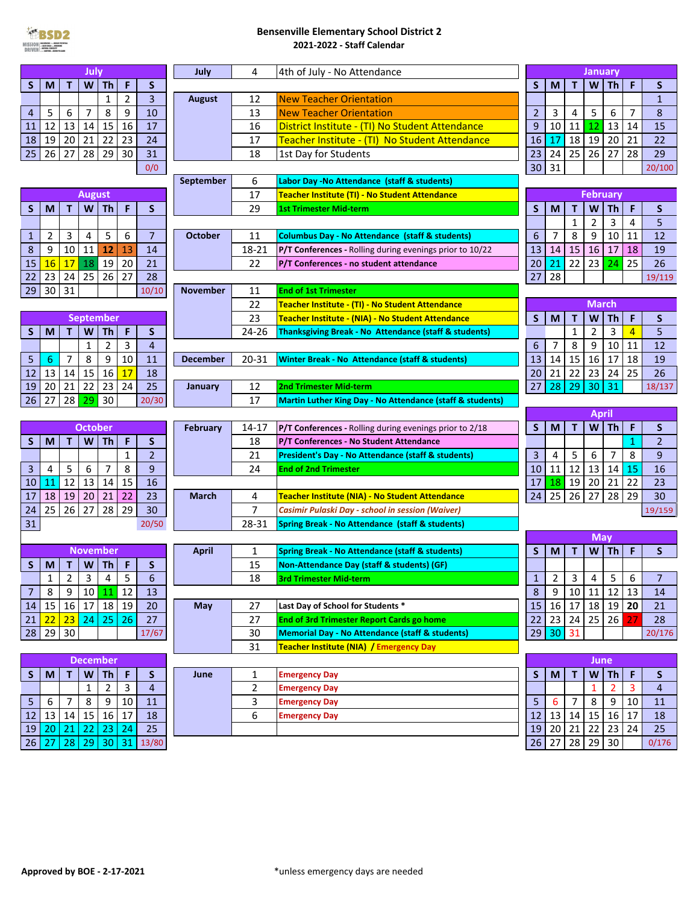# Bensenville Elementary School District 2
## 2021-2022 - Staff Calendar

### July

| S | M | T | W | Th | F | S |
|---|---|---|---|---|---|---|
| | | | | 1 | 2 | 3 |
| 4 | 5 | 6 | 7 | 8 | 9 | 10 |
| 11 | 12 | 13 | 14 | 15 | 16 | 17 |
| 18 | 19 | 20 | 21 | 22 | 23 | 24 |
| 25 | 26 | 27 | 28 | 29 | 30 | 31 |
| | | | | | | 0/0 |

### August

| S | M | T | W | Th | F | S |
|---|---|---|---|---|---|---|
| 1 | 2 | 3 | 4 | 5 | 6 | 7 |
| 8 | 9 | 10 | 11 | 12 | 13 | 14 |
| 15 | 16 | 17 | 18 | 19 | 20 | 21 |
| 22 | 23 | 24 | 25 | 26 | 27 | 28 |
| 29 | 30 | 31 | | | | 10/10 |

### September

| S | M | T | W | Th | F | S |
|---|---|---|---|---|---|---|
| | | | 1 | 2 | 3 | 4 |
| 5 | 6 | 7 | 8 | 9 | 10 | 11 |
| 12 | 13 | 14 | 15 | 16 | 17 | 18 |
| 19 | 20 | 21 | 22 | 23 | 24 | 25 |
| 26 | 27 | 28 | 29 | 30 | | 20/30 |

### October

| S | M | T | W | Th | F | S |
|---|---|---|---|---|---|---|
| | | | | | 1 | 2 |
| 3 | 4 | 5 | 6 | 7 | 8 | 9 |
| 10 | 11 | 12 | 13 | 14 | 15 | 16 |
| 17 | 18 | 19 | 20 | 21 | 22 | 23 |
| 24 | 25 | 26 | 27 | 28 | 29 | 30 |
| 31 | | | | | | 20/50 |

### November

| S | M | T | W | Th | F | S |
|---|---|---|---|---|---|---|
| | 1 | 2 | 3 | 4 | 5 | 6 |
| 7 | 8 | 9 | 10 | 11 | 12 | 13 |
| 14 | 15 | 16 | 17 | 18 | 19 | 20 |
| 21 | 22 | 23 | 24 | 25 | 26 | 27 |
| 28 | 29 | 30 | | | | 17/67 |

### December

| S | M | T | W | Th | F | S |
|---|---|---|---|---|---|---|
| | | | 1 | 2 | 3 | 4 |
| 5 | 6 | 7 | 8 | 9 | 10 | 11 |
| 12 | 13 | 14 | 15 | 16 | 17 | 18 |
| 19 | 20 | 21 | 22 | 23 | 24 | 25 |
| 26 | 27 | 28 | 29 | 30 | 31 | 13/80 |

### Important Dates

| Month | Date | Event |
|---|---|---|
| July | 4 | 4th of July - No Attendance |
| August | 12 | New Teacher Orientation |
| | 13 | New Teacher Orientation |
| | 16 | District Institute - (TI) No Student Attendance |
| | 17 | Teacher Institute - (TI) No Student Attendance |
| | 18 | 1st Day for Students |
| September | 6 | Labor Day -No Attendance (staff & students) |
| | 17 | Teacher Institute (TI) - No Student Attendance |
| | 29 | 1st Trimester Mid-term |
| October | 11 | Columbus Day - No Attendance (staff & students) |
| | 18-21 | P/T Conferences - Rolling during evenings prior to 10/22 |
| | 22 | P/T Conferences - no student attendance |
| November | 11 | End of 1st Trimester |
| | 22 | Teacher Institute - (TI) - No Student Attendance |
| | 23 | Teacher Institute - (NIA) - No Student Attendance |
| | 24-26 | Thanksgiving Break - No Attendance (staff & students) |
| December | 20-31 | Winter Break - No Attendance (staff & students) |
| January | 12 | 2nd Trimester Mid-term |
| | 17 | Martin Luther King Day - No Attendance (staff & students) |
| February | 14-17 | P/T Conferences - Rolling during evenings prior to 2/18 |
| | 18 | P/T Conferences - No Student Attendance |
| | 21 | President's Day - No Attendance (staff & students) |
| | 24 | End of 2nd Trimester |
| March | 4 | Teacher Institute (NIA) - No Student Attendance |
| | 7 | *Casimir Pulaski Day - school in session (Waiver)* |
| | 28-31 | Spring Break - No Attendance (staff & students) |
| April | 1 | Spring Break - No Attendance (staff & students) |
| | 15 | Non-Attendance Day (staff & students) (GF) |
| | 18 | 3rd Trimester Mid-term |
| May | 27 | Last Day of School for Students * |
| | 27 | End of 3rd Trimester Report Cards go home |
| | 30 | Memorial Day - No Attendance (staff & students) |
| | 31 | Teacher Institute (NIA) / Emergency Day |
| June | 1 | Emergency Day |
| | 2 | Emergency Day |
| | 3 | Emergency Day |
| | 6 | Emergency Day |

### January

| S | M | T | W | Th | F | S |
|---|---|---|---|---|---|---|
| | | | | | | 1 |
| 2 | 3 | 4 | 5 | 6 | 7 | 8 |
| 9 | 10 | 11 | 12 | 13 | 14 | 15 |
| 16 | 17 | 18 | 19 | 20 | 21 | 22 |
| 23 | 24 | 25 | 26 | 27 | 28 | 29 |
| 30 | 31 | | | | | 20/100 |

### February

| S | M | T | W | Th | F | S |
|---|---|---|---|---|---|---|
| | | 1 | 2 | 3 | 4 | 5 |
| 6 | 7 | 8 | 9 | 10 | 11 | 12 |
| 13 | 14 | 15 | 16 | 17 | 18 | 19 |
| 20 | 21 | 22 | 23 | 24 | 25 | 26 |
| 27 | 28 | | | | | 19/119 |

### March

| S | M | T | W | Th | F | S |
|---|---|---|---|---|---|---|
| | | 1 | 2 | 3 | 4 | 5 |
| 6 | 7 | 8 | 9 | 10 | 11 | 12 |
| 13 | 14 | 15 | 16 | 17 | 18 | 19 |
| 20 | 21 | 22 | 23 | 24 | 25 | 26 |
| 27 | 28 | 29 | 30 | 31 | | 18/137 |

### April

| S | M | T | W | Th | F | S |
|---|---|---|---|---|---|---|
| | | | | | 1 | 2 |
| 3 | 4 | 5 | 6 | 7 | 8 | 9 |
| 10 | 11 | 12 | 13 | 14 | 15 | 16 |
| 17 | 18 | 19 | 20 | 21 | 22 | 23 |
| 24 | 25 | 26 | 27 | 28 | 29 | 30 |
| | | | | | | 19/159 |

### May

| S | M | T | W | Th | F | S |
|---|---|---|---|---|---|---|
| 1 | 2 | 3 | 4 | 5 | 6 | 7 |
| 8 | 9 | 10 | 11 | 12 | 13 | 14 |
| 15 | 16 | 17 | 18 | 19 | 20 | 21 |
| 22 | 23 | 24 | 25 | 26 | 27 | 28 |
| 29 | 30 | 31 | | | | 20/176 |

### June

| S | M | T | W | Th | F | S |
|---|---|---|---|---|---|---|
| | | | 1 | 2 | 3 | 4 |
| 5 | 6 | 7 | 8 | 9 | 10 | 11 |
| 12 | 13 | 14 | 15 | 16 | 17 | 18 |
| 19 | 20 | 21 | 22 | 23 | 24 | 25 |
| 26 | 27 | 28 | 29 | 30 | | 0/176 |

**Approved by BOE - 2-17-2021**

*unless emergency days are needed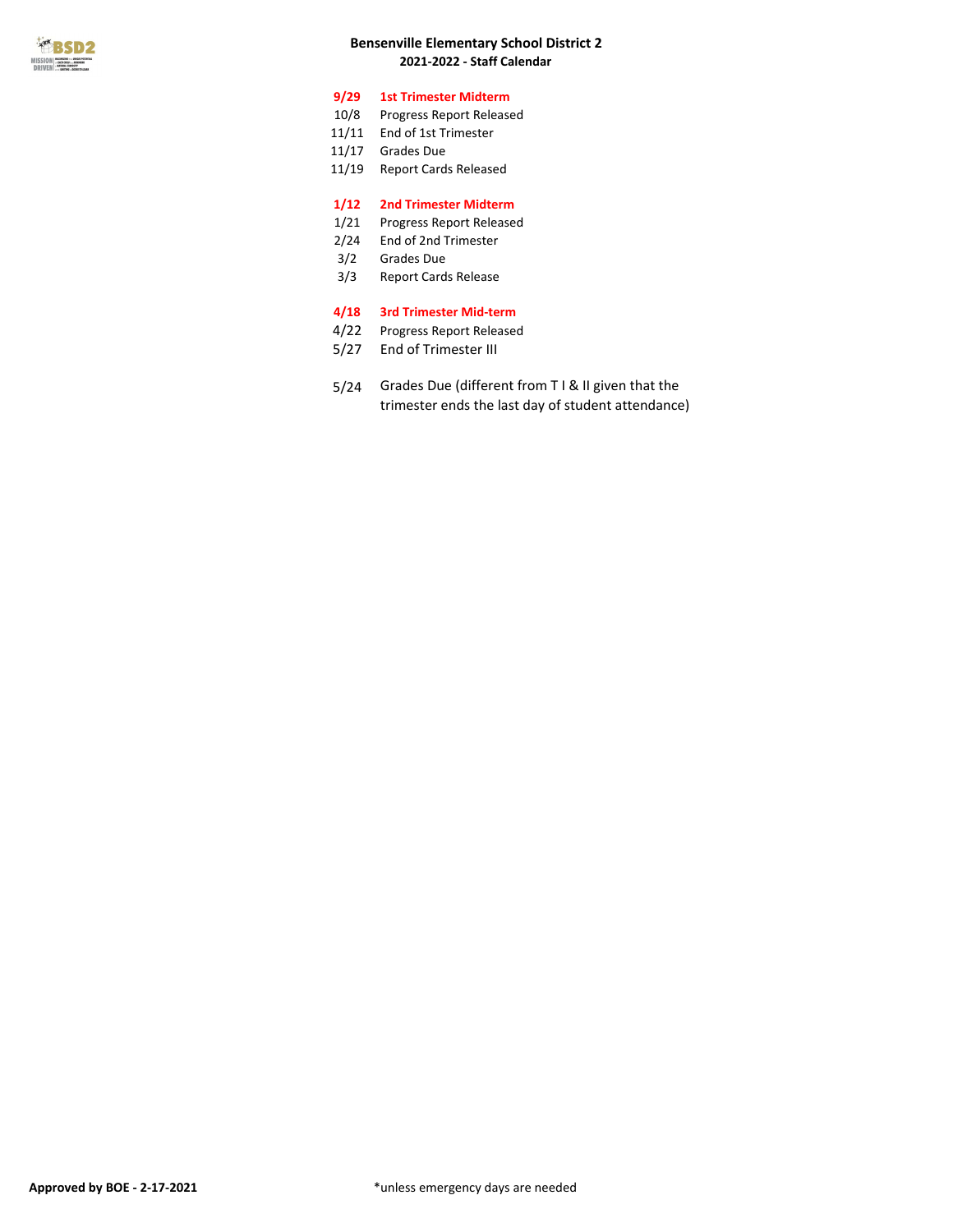**Bensenville Elementary School District 2**
**2021-2022 - Staff Calendar**

| | |
|---|---|
| **9/29** | **1st Trimester Midterm** |
| 10/8 | Progress Report Released |
| 11/11 | End of 1st Trimester |
| 11/17 | Grades Due |
| 11/19 | Report Cards Released |
| | |
| **1/12** | **2nd Trimester Midterm** |
| 1/21 | Progress Report Released |
| 2/24 | End of 2nd Trimester |
| 3/2 | Grades Due |
| 3/3 | Report Cards Release |
| | |
| **4/18** | **3rd Trimester Mid-term** |
| 4/22 | Progress Report Released |
| 5/27 | End of Trimester III |
| | |
| 5/24 | Grades Due (different from T I & II given that the trimester ends the last day of student attendance) |

**Approved by BOE - 2-17-2021**

*unless emergency days are needed